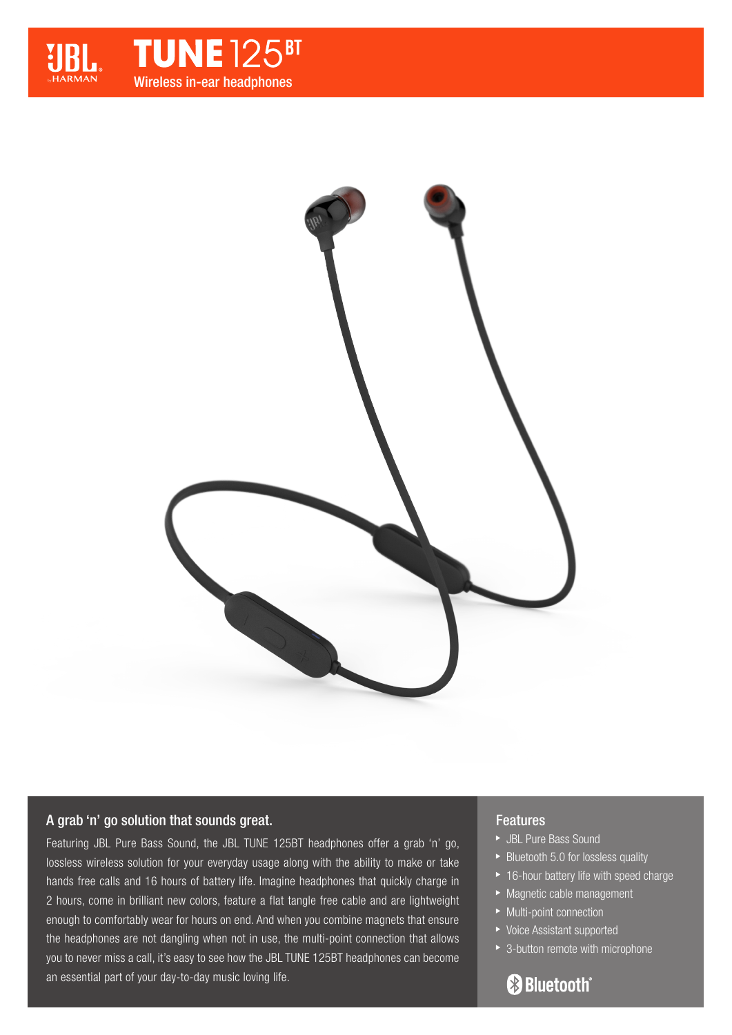# JBL TUNE 125BT

Wireless in-ear headphones

## A grab 'n' go solution that sounds great.

Featuring JBL Pure Bass Sound, the JBL TUNE 125BT headphones offer a grab 'n' go, lossless wireless solution for your everyday usage along with the ability to make or take hands free calls and 16 hours of battery life. Imagine headphones that quickly charge in 2 hours, come in brilliant new colors, feature a flat tangle free cable and are lightweight enough to comfortably wear for hours on end. And when you combine magnets that ensure the headphones are not dangling when not in use, the multi-point connection that allows you to never miss a call, it's easy to see how the JBL TUNE 125BT headphones can become an essential part of your day-to-day music loving life.

## Features

- JBL Pure Bass Sound
- Bluetooth 5.0 for lossless quality
- 16-hour battery life with speed charge
- Magnetic cable management
- Multi-point connection
- Voice Assistant supported
- 3-button remote with microphone

Bluetooth®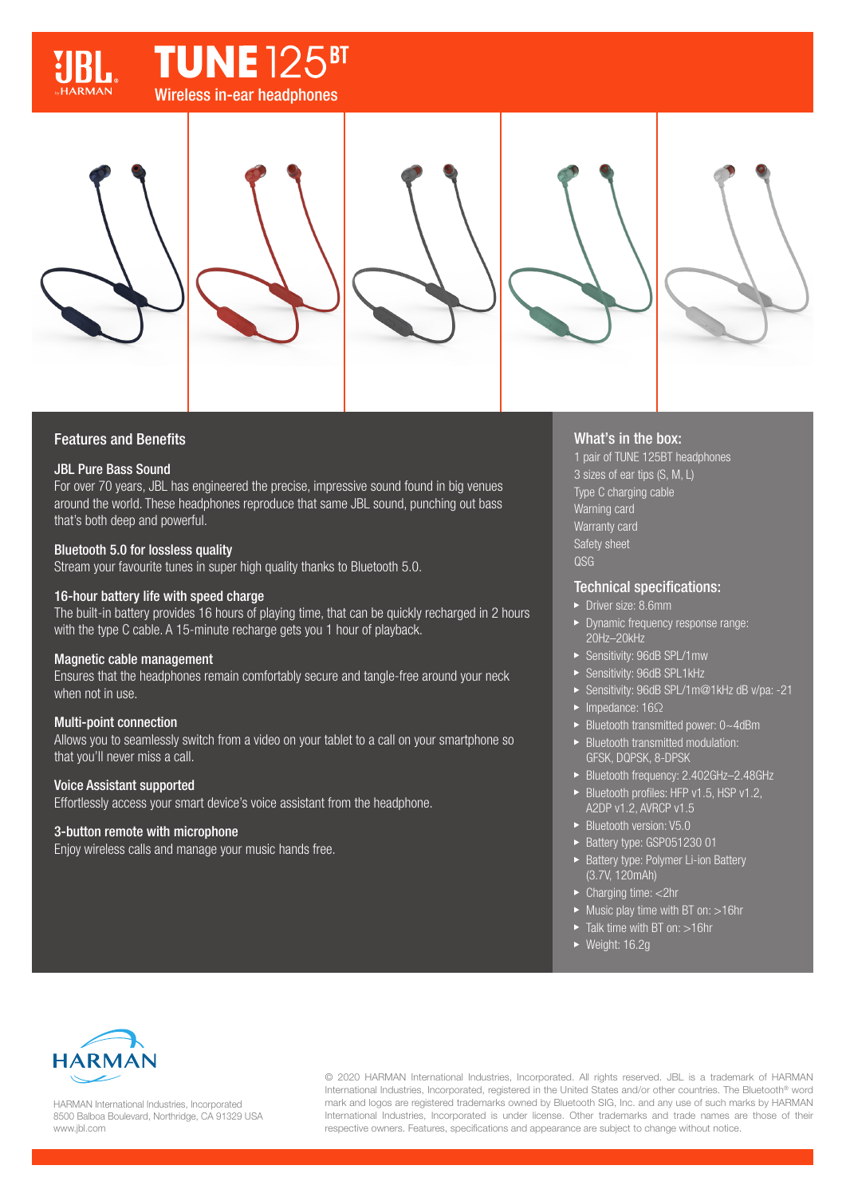# JBL TUNE 125BT

Wireless in-ear headphones

## Features and Benefits

### JBL Pure Bass Sound

For over 70 years, JBL has engineered the precise, impressive sound found in big venues around the world. These headphones reproduce that same JBL sound, punching out bass that's both deep and powerful.

### Bluetooth 5.0 for lossless quality

Stream your favourite tunes in super high quality thanks to Bluetooth 5.0.

### 16-hour battery life with speed charge

The built-in battery provides 16 hours of playing time, that can be quickly recharged in 2 hours with the type C cable. A 15-minute recharge gets you 1 hour of playback.

### Magnetic cable management

Ensures that the headphones remain comfortably secure and tangle-free around your neck when not in use.

### Multi-point connection

Allows you to seamlessly switch from a video on your tablet to a call on your smartphone so that you'll never miss a call.

### Voice Assistant supported

Effortlessly access your smart device's voice assistant from the headphone.

### 3-button remote with microphone

Enjoy wireless calls and manage your music hands free.

## What's in the box:

1 pair of TUNE 125BT headphones
3 sizes of ear tips (S, M, L)
Type C charging cable
Warning card
Warranty card
Safety sheet
QSG

## Technical specifications:

- Driver size: 8.6mm
- Dynamic frequency response range: 20Hz–20kHz
- Sensitivity: 96dB SPL/1mw
- Sensitivity: 96dB SPL1kHz
- Sensitivity: 96dB SPL/1m@1kHz dB v/pa: -21
- Impedance: 16Ω
- Bluetooth transmitted power: 0~4dBm
- Bluetooth transmitted modulation: GFSK, DQPSK, 8-DPSK
- Bluetooth frequency: 2.402GHz–2.48GHz
- Bluetooth profiles: HFP v1.5, HSP v1.2, A2DP v1.2, AVRCP v1.5
- Bluetooth version: V5.0
- Battery type: GSP051230 01
- Battery type: Polymer Li-ion Battery (3.7V, 120mAh)
- Charging time: <2hr
- Music play time with BT on: >16hr
- Talk time with BT on: >16hr
- Weight: 16.2g

HARMAN

HARMAN International Industries, Incorporated
8500 Balboa Boulevard, Northridge, CA 91329 USA
www.jbl.com

© 2020 HARMAN International Industries, Incorporated. All rights reserved. JBL is a trademark of HARMAN International Industries, Incorporated, registered in the United States and/or other countries. The Bluetooth® word mark and logos are registered trademarks owned by Bluetooth SIG, Inc. and any use of such marks by HARMAN International Industries, Incorporated is under license. Other trademarks and trade names are those of their respective owners. Features, specifications and appearance are subject to change without notice.